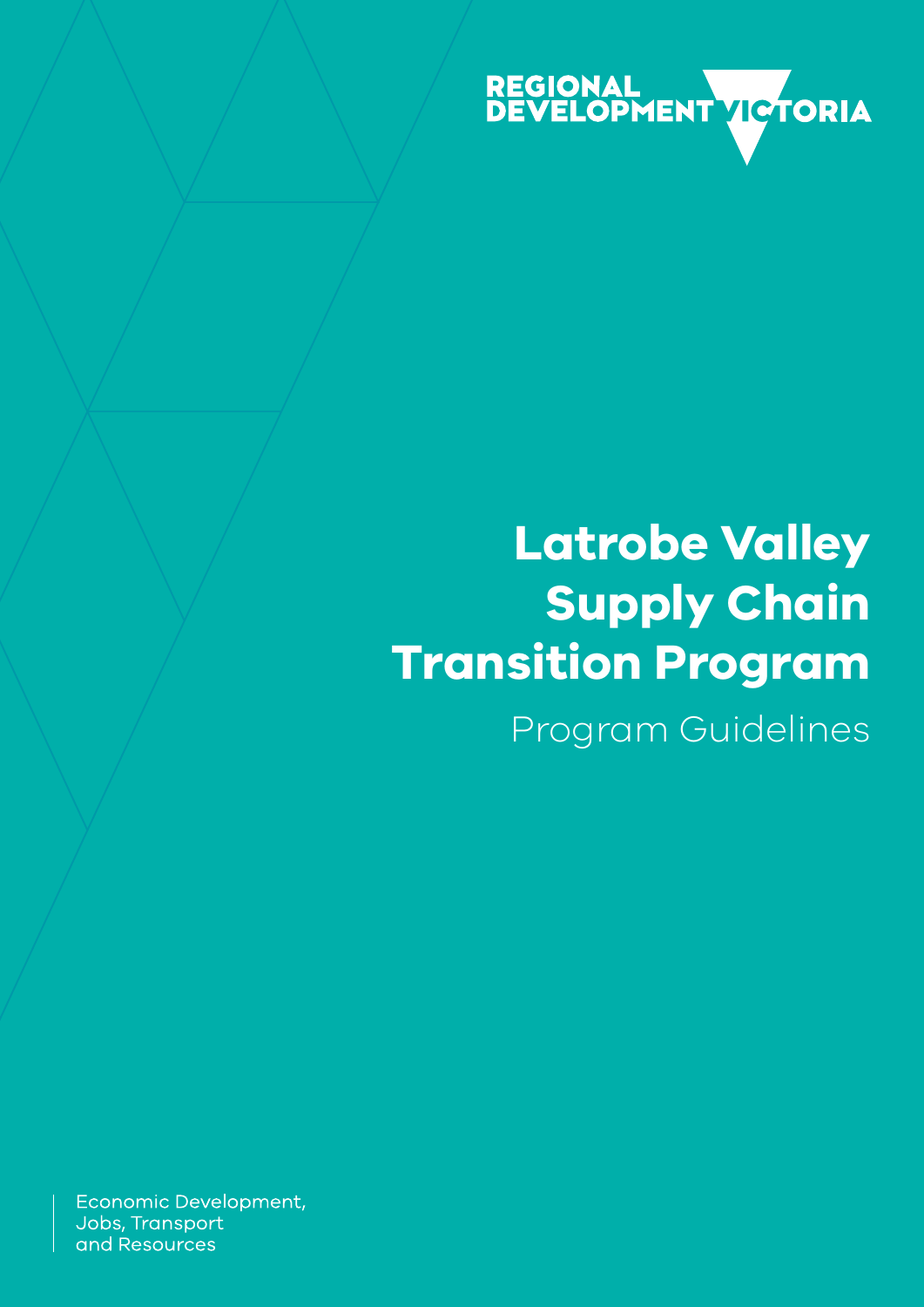REGIONAL DEVELOPMENT VICTORIA

# Latrobe Valley Supply Chain Transition Program

## Program Guidelines

Economic Development, Jobs, Transport and Resources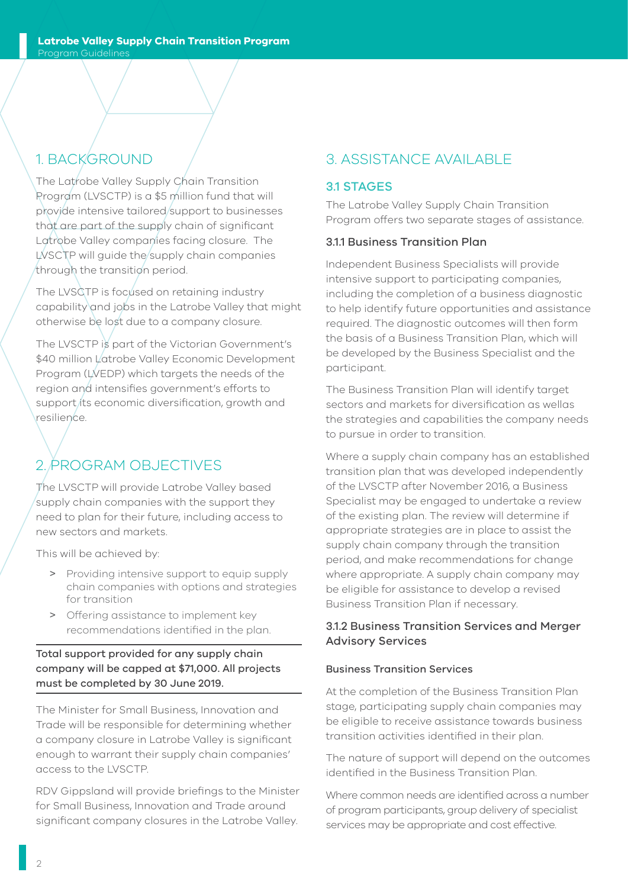## 1. BACKGROUND

The Latrobe Valley Supply Chain Transition Program (LVSCTP) is a $5 million fund that will provide intensive tailored support to businesses that are part of the supply chain of significant Latrobe Valley companies facing closure. The LVSCTP will guide the supply chain companies through the transition period.

The LVSCTP is focused on retaining industry capability and jobs in the Latrobe Valley that might otherwise be lost due to a company closure.

The LVSCTP is part of the Victorian Government's $40 million Latrobe Valley Economic Development Program (LVEDP) which targets the needs of the region and intensifies government's efforts to support its economic diversification, growth and resilience.

## 2. PROGRAM OBJECTIVES

The LVSCTP will provide Latrobe Valley based supply chain companies with the support they need to plan for their future, including access to new sectors and markets.

This will be achieved by:

- Providing intensive support to equip supply chain companies with options and strategies for transition
- Offering assistance to implement key recommendations identified in the plan.

**Total support provided for any supply chain company will be capped at $71,000. All projects must be completed by 30 June 2019.**

The Minister for Small Business, Innovation and Trade will be responsible for determining whether a company closure in Latrobe Valley is significant enough to warrant their supply chain companies' access to the LVSCTP.

RDV Gippsland will provide briefings to the Minister for Small Business, Innovation and Trade around significant company closures in the Latrobe Valley.

## 3. ASSISTANCE AVAILABLE

### 3.1 STAGES

The Latrobe Valley Supply Chain Transition Program offers two separate stages of assistance.

#### 3.1.1 Business Transition Plan

Independent Business Specialists will provide intensive support to participating companies, including the completion of a business diagnostic to help identify future opportunities and assistance required. The diagnostic outcomes will then form the basis of a Business Transition Plan, which will be developed by the Business Specialist and the participant.

The Business Transition Plan will identify target sectors and markets for diversification as wellas the strategies and capabilities the company needs to pursue in order to transition.

Where a supply chain company has an established transition plan that was developed independently of the LVSCTP after November 2016, a Business Specialist may be engaged to undertake a review of the existing plan. The review will determine if appropriate strategies are in place to assist the supply chain company through the transition period, and make recommendations for change where appropriate. A supply chain company may be eligible for assistance to develop a revised Business Transition Plan if necessary.

#### 3.1.2 Business Transition Services and Merger Advisory Services

**Business Transition Services**

At the completion of the Business Transition Plan stage, participating supply chain companies may be eligible to receive assistance towards business transition activities identified in their plan.

The nature of support will depend on the outcomes identified in the Business Transition Plan.

Where common needs are identified across a number of program participants, group delivery of specialist services may be appropriate and cost effective.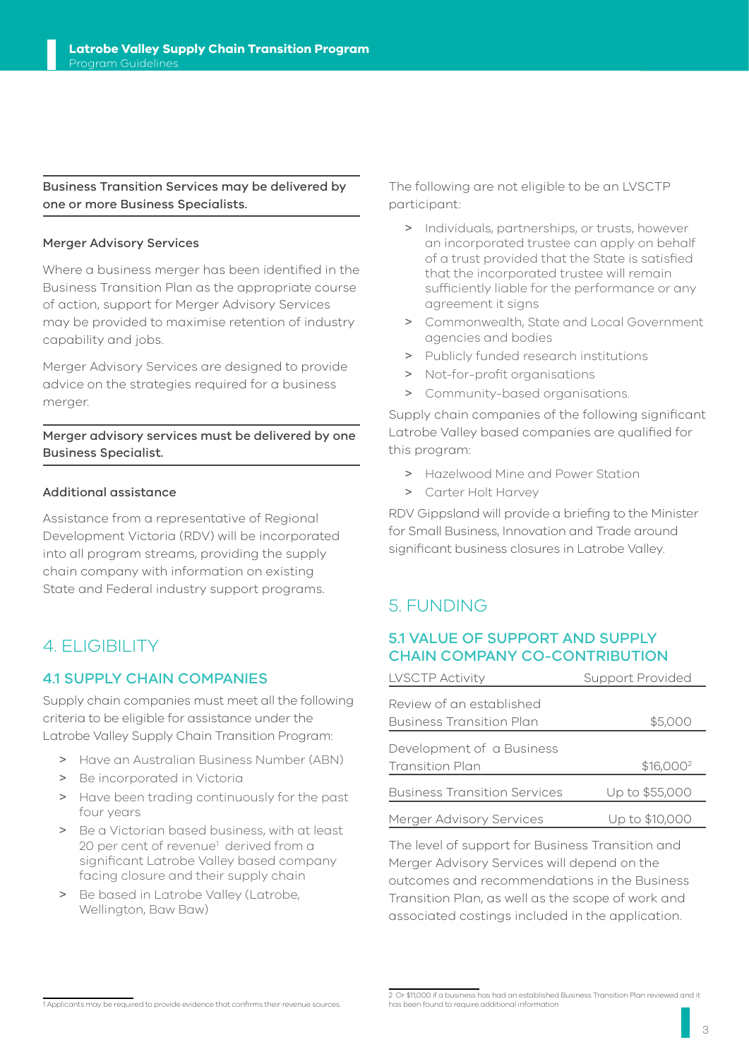**Business Transition Services may be delivered by one or more Business Specialists.**

### Merger Advisory Services

Where a business merger has been identified in the Business Transition Plan as the appropriate course of action, support for Merger Advisory Services may be provided to maximise retention of industry capability and jobs.

Merger Advisory Services are designed to provide advice on the strategies required for a business merger.

**Merger advisory services must be delivered by one Business Specialist.**

### Additional assistance

Assistance from a representative of Regional Development Victoria (RDV) will be incorporated into all program streams, providing the supply chain company with information on existing State and Federal industry support programs.

# 4. ELIGIBILITY

## 4.1 SUPPLY CHAIN COMPANIES

Supply chain companies must meet all the following criteria to be eligible for assistance under the Latrobe Valley Supply Chain Transition Program:

- Have an Australian Business Number (ABN)
- Be incorporated in Victoria
- Have been trading continuously for the past four years
- Be a Victorian based business, with at least 20 per cent of revenue[1] derived from a significant Latrobe Valley based company facing closure and their supply chain
- Be based in Latrobe Valley (Latrobe, Wellington, Baw Baw)

The following are not eligible to be an LVSCTP participant:

- Individuals, partnerships, or trusts, however an incorporated trustee can apply on behalf of a trust provided that the State is satisfied that the incorporated trustee will remain sufficiently liable for the performance or any agreement it signs
- Commonwealth, State and Local Government agencies and bodies
- Publicly funded research institutions
- Not-for-profit organisations
- Community-based organisations.

Supply chain companies of the following significant Latrobe Valley based companies are qualified for this program:

- Hazelwood Mine and Power Station
- Carter Holt Harvey

RDV Gippsland will provide a briefing to the Minister for Small Business, Innovation and Trade around significant business closures in Latrobe Valley.

# 5. FUNDING

## 5.1 VALUE OF SUPPORT AND SUPPLY CHAIN COMPANY CO-CONTRIBUTION

| LVSCTP Activity | Support Provided |
|---|---|
| Review of an established Business Transition Plan | $5,000 |
| Development of a Business Transition Plan | $16,000[2] |
| Business Transition Services | Up to $55,000 |
| Merger Advisory Services | Up to $10,000 |

The level of support for Business Transition and Merger Advisory Services will depend on the outcomes and recommendations in the Business Transition Plan, as well as the scope of work and associated costings included in the application.

---

1 Applicants may be required to provide evidence that confirms their revenue sources.

2 Or $11,000 if a business has had an established Business Transition Plan reviewed and it has been found to require additional information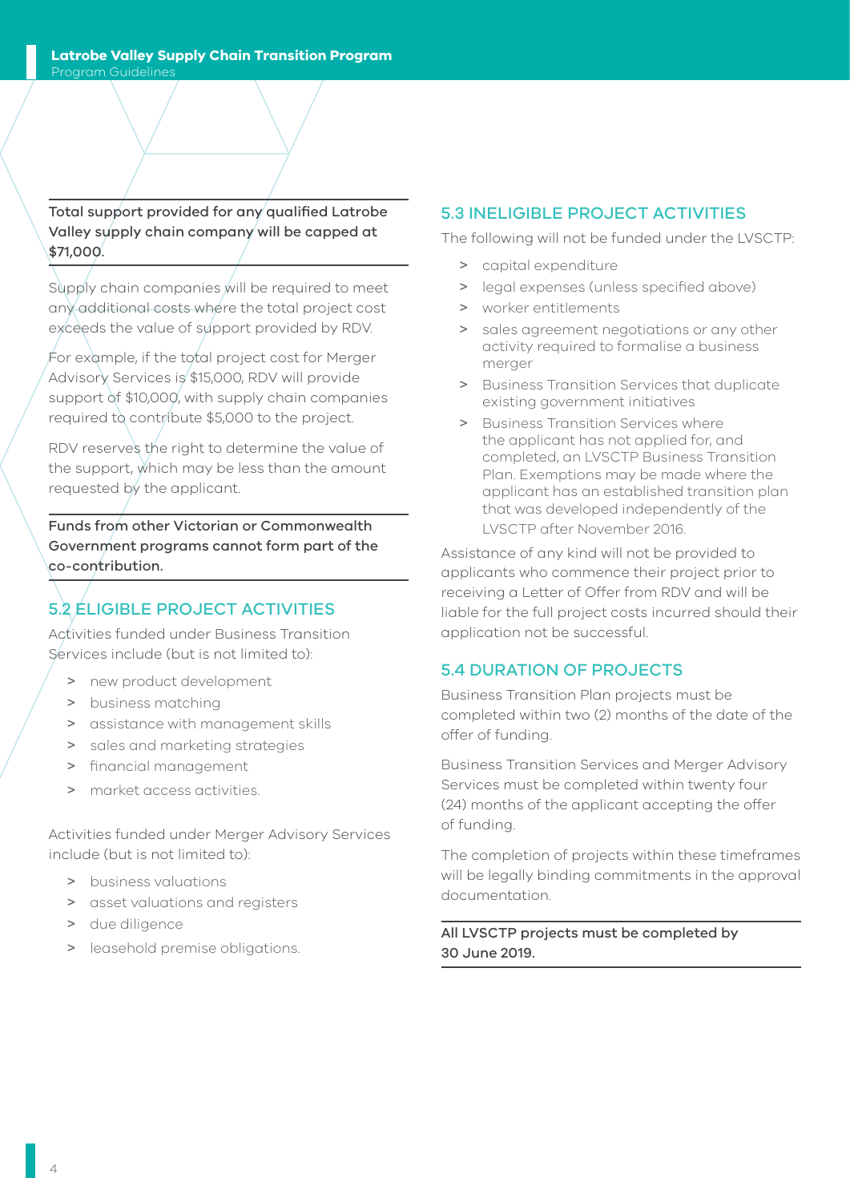**Total support provided for any qualified Latrobe Valley supply chain company will be capped at $71,000.**

Supply chain companies will be required to meet any additional costs where the total project cost exceeds the value of support provided by RDV.

For example, if the total project cost for Merger Advisory Services is $15,000, RDV will provide support of $10,000, with supply chain companies required to contribute $5,000 to the project.

RDV reserves the right to determine the value of the support, which may be less than the amount requested by the applicant.

**Funds from other Victorian or Commonwealth Government programs cannot form part of the co-contribution.**

## 5.2 ELIGIBLE PROJECT ACTIVITIES

Activities funded under Business Transition Services include (but is not limited to):

- new product development
- business matching
- assistance with management skills
- sales and marketing strategies
- financial management
- market access activities.

Activities funded under Merger Advisory Services include (but is not limited to):

- business valuations
- asset valuations and registers
- due diligence
- leasehold premise obligations.

## 5.3 INELIGIBLE PROJECT ACTIVITIES

The following will not be funded under the LVSCTP:

- capital expenditure
- legal expenses (unless specified above)
- worker entitlements
- sales agreement negotiations or any other activity required to formalise a business merger
- Business Transition Services that duplicate existing government initiatives
- Business Transition Services where the applicant has not applied for, and completed, an LVSCTP Business Transition Plan. Exemptions may be made where the applicant has an established transition plan that was developed independently of the LVSCTP after November 2016.

Assistance of any kind will not be provided to applicants who commence their project prior to receiving a Letter of Offer from RDV and will be liable for the full project costs incurred should their application not be successful.

## 5.4 DURATION OF PROJECTS

Business Transition Plan projects must be completed within two (2) months of the date of the offer of funding.

Business Transition Services and Merger Advisory Services must be completed within twenty four (24) months of the applicant accepting the offer of funding.

The completion of projects within these timeframes will be legally binding commitments in the approval documentation.

**All LVSCTP projects must be completed by 30 June 2019.**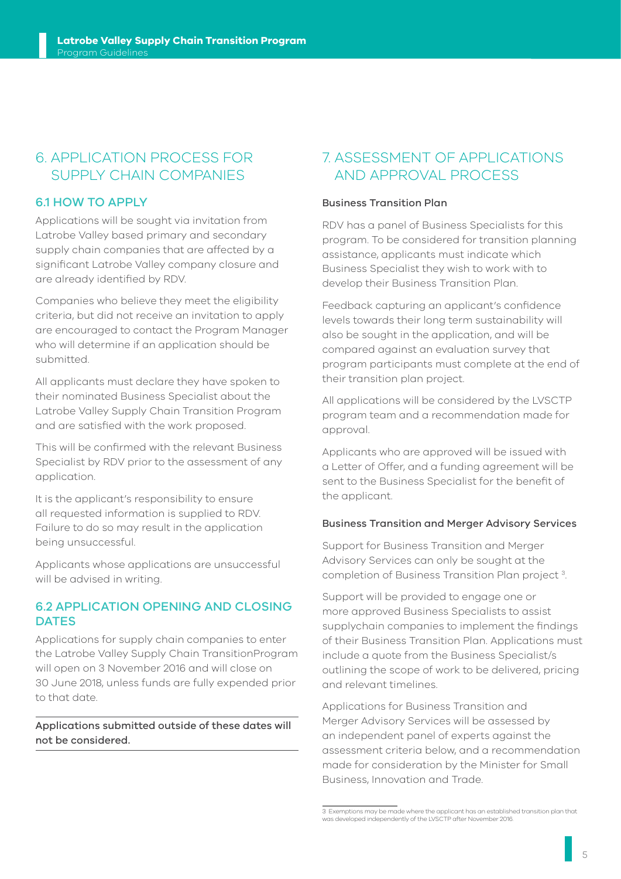## 6. APPLICATION PROCESS FOR SUPPLY CHAIN COMPANIES

### 6.1 HOW TO APPLY

Applications will be sought via invitation from Latrobe Valley based primary and secondary supply chain companies that are affected by a significant Latrobe Valley company closure and are already identified by RDV.

Companies who believe they meet the eligibility criteria, but did not receive an invitation to apply are encouraged to contact the Program Manager who will determine if an application should be submitted.

All applicants must declare they have spoken to their nominated Business Specialist about the Latrobe Valley Supply Chain Transition Program and are satisfied with the work proposed.

This will be confirmed with the relevant Business Specialist by RDV prior to the assessment of any application.

It is the applicant's responsibility to ensure all requested information is supplied to RDV. Failure to do so may result in the application being unsuccessful.

Applicants whose applications are unsuccessful will be advised in writing.

### 6.2 APPLICATION OPENING AND CLOSING DATES

Applications for supply chain companies to enter the Latrobe Valley Supply Chain TransitionProgram will open on 3 November 2016 and will close on 30 June 2018, unless funds are fully expended prior to that date.

**Applications submitted outside of these dates will not be considered.**

## 7. ASSESSMENT OF APPLICATIONS AND APPROVAL PROCESS

**Business Transition Plan**

RDV has a panel of Business Specialists for this program. To be considered for transition planning assistance, applicants must indicate which Business Specialist they wish to work with to develop their Business Transition Plan.

Feedback capturing an applicant's confidence levels towards their long term sustainability will also be sought in the application, and will be compared against an evaluation survey that program participants must complete at the end of their transition plan project.

All applications will be considered by the LVSCTP program team and a recommendation made for approval.

Applicants who are approved will be issued with a Letter of Offer, and a funding agreement will be sent to the Business Specialist for the benefit of the applicant.

**Business Transition and Merger Advisory Services**

Support for Business Transition and Merger Advisory Services can only be sought at the completion of Business Transition Plan project [3].

Support will be provided to engage one or more approved Business Specialists to assist supplychain companies to implement the findings of their Business Transition Plan. Applications must include a quote from the Business Specialist/s outlining the scope of work to be delivered, pricing and relevant timelines.

Applications for Business Transition and Merger Advisory Services will be assessed by an independent panel of experts against the assessment criteria below, and a recommendation made for consideration by the Minister for Small Business, Innovation and Trade.

---

3 Exemptions may be made where the applicant has an established transition plan that was developed independently of the LVSCTP after November 2016.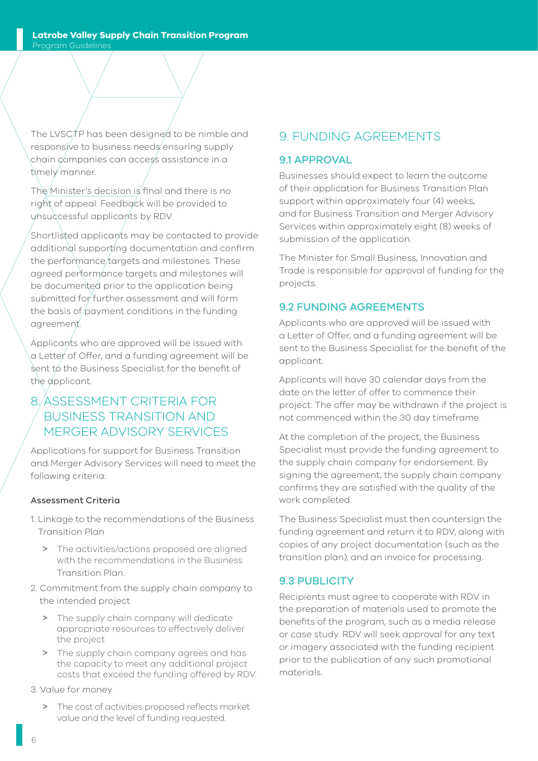The LVSCTP has been designed to be nimble and responsive to business needs ensuring supply chain companies can access assistance in a timely manner.

The Minister's decision is final and there is no right of appeal. Feedback will be provided to unsuccessful applicants by RDV.

Shortlisted applicants may be contacted to provide additional supporting documentation and confirm the performance targets and milestones. These agreed performance targets and milestones will be documented prior to the application being submitted for further assessment and will form the basis of payment conditions in the funding agreement.

Applicants who are approved will be issued with a Letter of Offer, and a funding agreement will be sent to the Business Specialist for the benefit of the applicant.

# 8. ASSESSMENT CRITERIA FOR BUSINESS TRANSITION AND MERGER ADVISORY SERVICES

Applications for support for Business Transition and Merger Advisory Services will need to meet the following criteria:

**Assessment Criteria**

1. Linkage to the recommendations of the Business Transition Plan
   - The activities/actions proposed are aligned with the recommendations in the Business Transition Plan.
2. Commitment from the supply chain company to the intended project
   - The supply chain company will dedicate appropriate resources to effectively deliver the project
   - The supply chain company agrees and has the capacity to meet any additional project costs that exceed the funding offered by RDV.
3. Value for money
   - The cost of activities proposed reflects market value and the level of funding requested.

# 9. FUNDING AGREEMENTS

## 9.1 APPROVAL

Businesses should expect to learn the outcome of their application for Business Transition Plan support within approximately four (4) weeks, and for Business Transition and Merger Advisory Services within approximately eight (8) weeks of submission of the application.

The Minister for Small Business, Innovation and Trade is responsible for approval of funding for the projects.

## 9.2 FUNDING AGREEMENTS

Applicants who are approved will be issued with a Letter of Offer, and a funding agreement will be sent to the Business Specialist for the benefit of the applicant.

Applicants will have 30 calendar days from the date on the letter of offer to commence their project. The offer may be withdrawn if the project is not commenced within the 30 day timeframe.

At the completion of the project, the Business Specialist must provide the funding agreement to the supply chain company for endorsement. By signing the agreement, the supply chain company confirms they are satisfied with the quality of the work completed.

The Business Specialist must then countersign the funding agreement and return it to RDV, along with copies of any project documentation (such as the transition plan), and an invoice for processing.

## 9.3 PUBLICITY

Recipients must agree to cooperate with RDV in the preparation of materials used to promote the benefits of the program, such as a media release or case study. RDV will seek approval for any text or imagery associated with the funding recipient prior to the publication of any such promotional materials.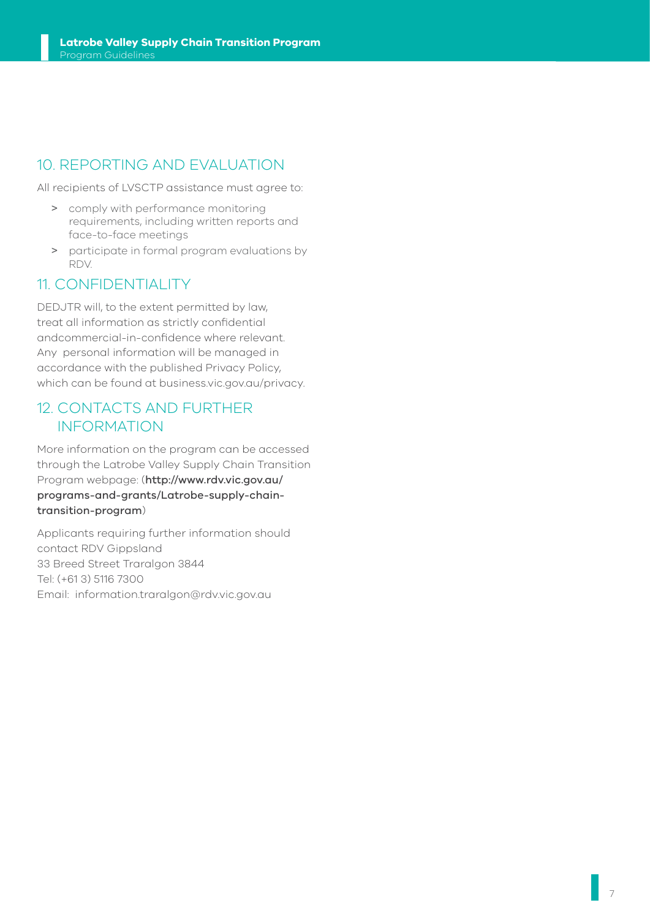## 10. REPORTING AND EVALUATION

All recipients of LVSCTP assistance must agree to:

> comply with performance monitoring requirements, including written reports and face-to-face meetings

> participate in formal program evaluations by RDV.

## 11. CONFIDENTIALITY

DEDJTR will, to the extent permitted by law, treat all information as strictly confidential andcommercial-in-confidence where relevant. Any personal information will be managed in accordance with the published Privacy Policy, which can be found at business.vic.gov.au/privacy.

## 12. CONTACTS AND FURTHER INFORMATION

More information on the program can be accessed through the Latrobe Valley Supply Chain Transition Program webpage: (**http://www.rdv.vic.gov.au/programs-and-grants/Latrobe-supply-chain-transition-program**)

Applicants requiring further information should contact RDV Gippsland
33 Breed Street Traralgon 3844
Tel: (+61 3) 5116 7300
Email: information.traralgon@rdv.vic.gov.au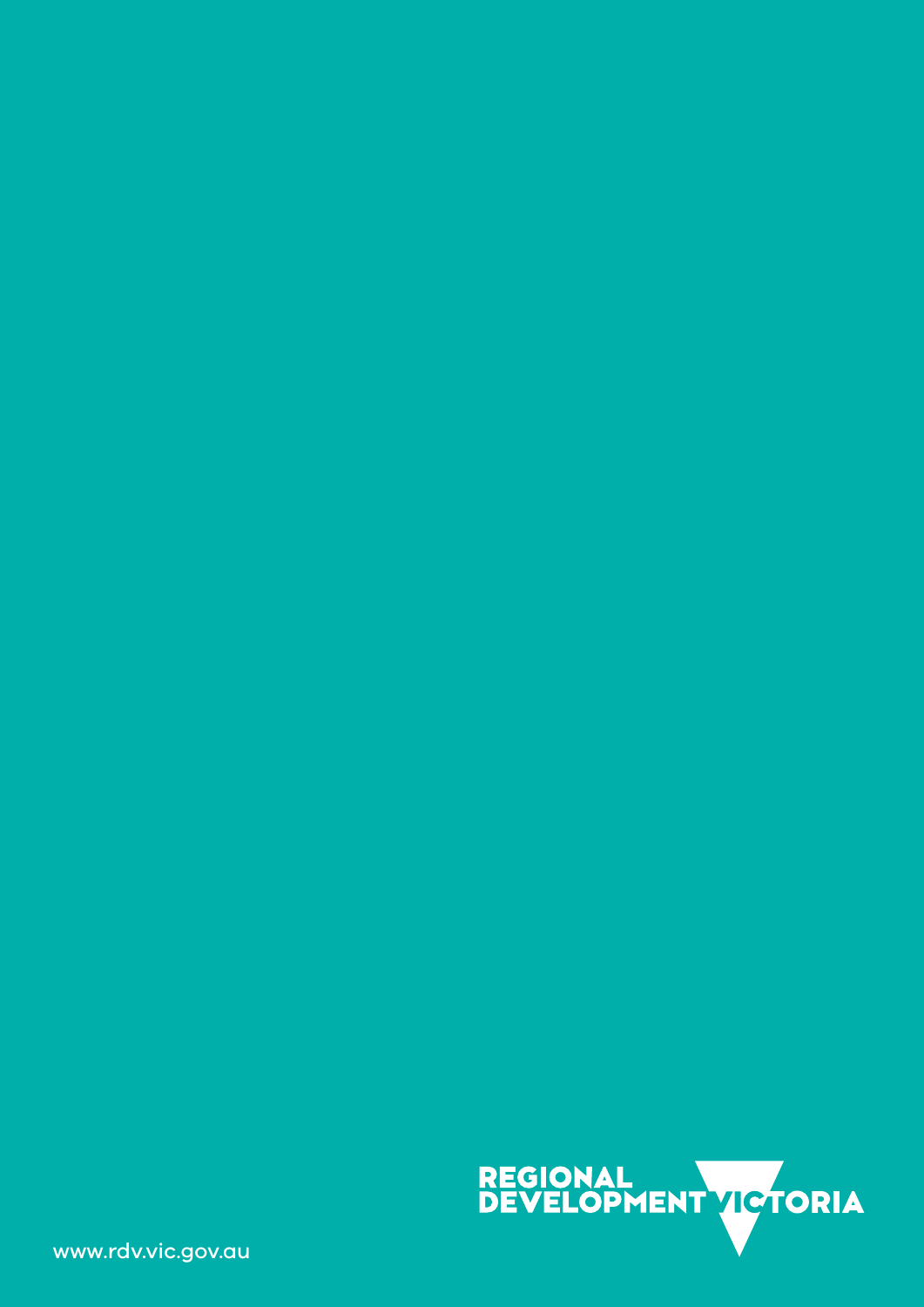REGIONAL DEVELOPMENT VICTORIA

www.rdv.vic.gov.au